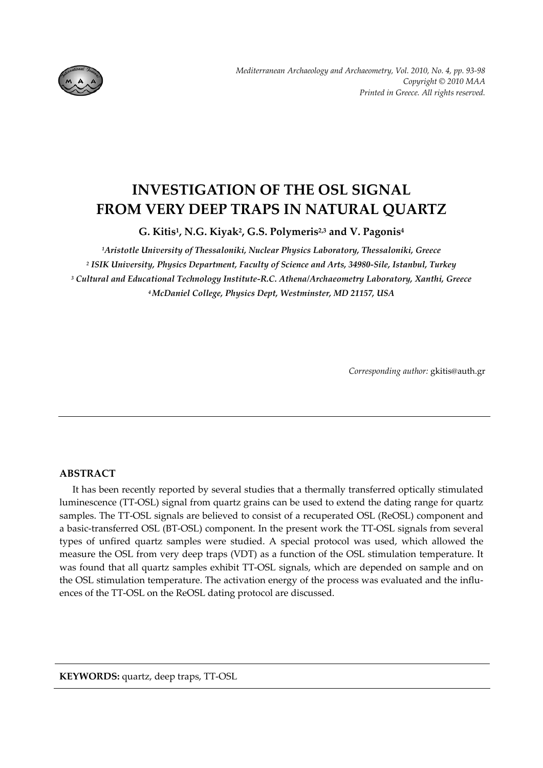# INVESTIGATION OF THE OSL SIGNAL FROM VERY DEEP TRAPS IN NATURAL QUARTZ

**G. Kitis[1], N.G. Kiyak[2], G.S. Polymeris[2,3] and V. Pagonis[4]**

*[1]Aristotle University of Thessaloniki, Nuclear Physics Laboratory, Thessaloniki, Greece*
*[2] ISIK University, Physics Department, Faculty of Science and Arts, 34980-Sile, Istanbul, Turkey*
*[3] Cultural and Educational Technology Institute-R.C. Athena/Archaeometry Laboratory, Xanthi, Greece*
*[4]McDaniel College, Physics Dept, Westminster, MD 21157, USA*

*Corresponding author:* gkitis@auth.gr

## ABSTRACT

It has been recently reported by several studies that a thermally transferred optically stimulated luminescence (TT-OSL) signal from quartz grains can be used to extend the dating range for quartz samples. The TT-OSL signals are believed to consist of a recuperated OSL (ReOSL) component and a basic-transferred OSL (BT-OSL) component. In the present work the TT-OSL signals from several types of unfired quartz samples were studied. A special protocol was used, which allowed the measure the OSL from very deep traps (VDT) as a function of the OSL stimulation temperature. It was found that all quartz samples exhibit TT-OSL signals, which are depended on sample and on the OSL stimulation temperature. The activation energy of the process was evaluated and the influences of the TT-OSL on the ReOSL dating protocol are discussed.

**KEYWORDS:** quartz, deep traps, TT-OSL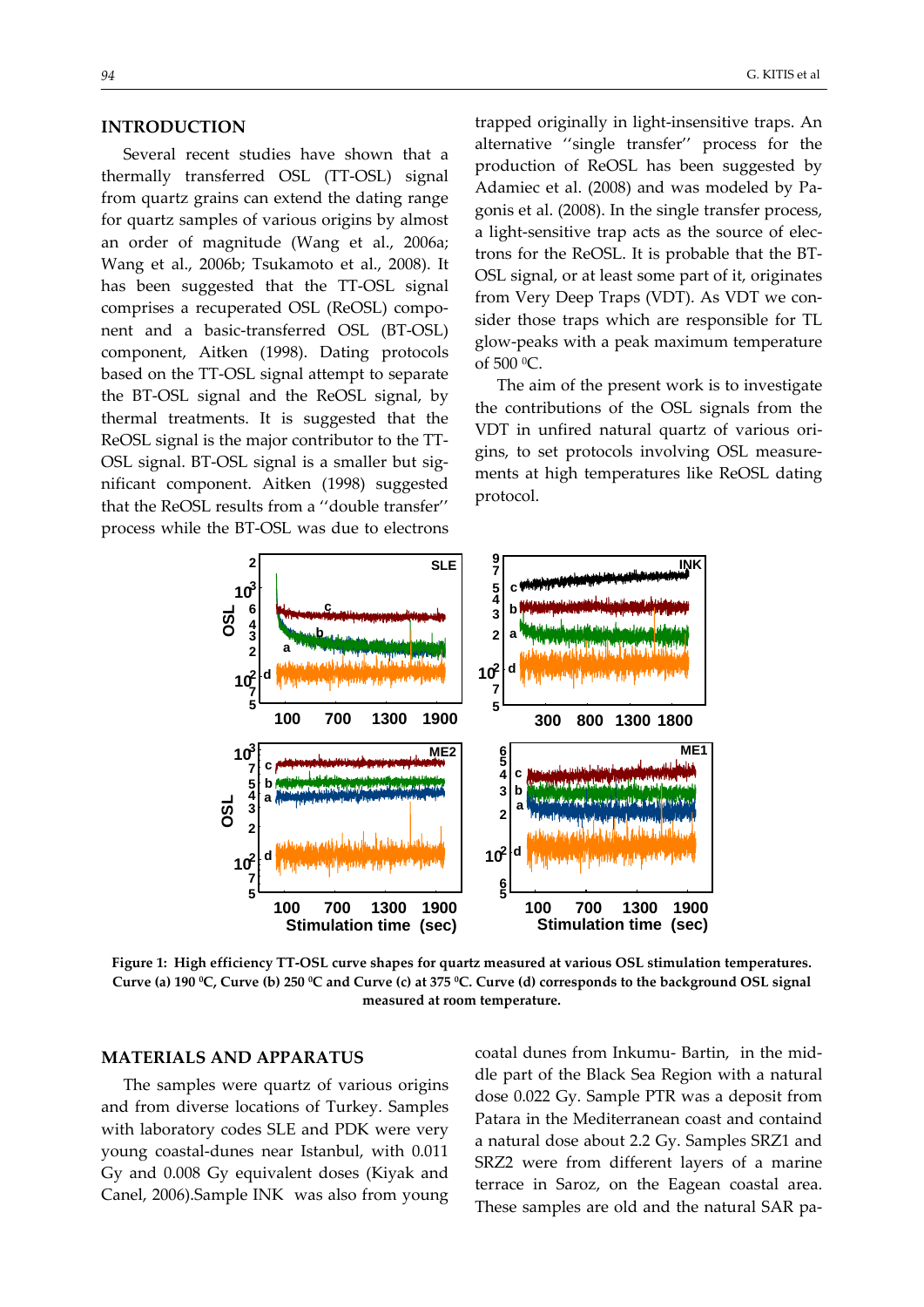## INTRODUCTION

Several recent studies have shown that a thermally transferred OSL (TT-OSL) signal from quartz grains can extend the dating range for quartz samples of various origins by almost an order of magnitude (Wang et al., 2006a; Wang et al., 2006b; Tsukamoto et al., 2008). It has been suggested that the TT-OSL signal comprises a recuperated OSL (ReOSL) component and a basic-transferred OSL (BT-OSL) component, Aitken (1998). Dating protocols based on the TT-OSL signal attempt to separate the BT-OSL signal and the ReOSL signal, by thermal treatments. It is suggested that the ReOSL signal is the major contributor to the TT-OSL signal. BT-OSL signal is a smaller but significant component. Aitken (1998) suggested that the ReOSL results from a ''double transfer'' process while the BT-OSL was due to electrons trapped originally in light-insensitive traps. An alternative ''single transfer'' process for the production of ReOSL has been suggested by Adamiec et al. (2008) and was modeled by Pagonis et al. (2008). In the single transfer process, a light-sensitive trap acts as the source of electrons for the ReOSL. It is probable that the BT-OSL signal, or at least some part of it, originates from Very Deep Traps (VDT). As VDT we consider those traps which are responsible for TL glow-peaks with a peak maximum temperature of 500 $^0$C.

The aim of the present work is to investigate the contributions of the OSL signals from the VDT in unfired natural quartz of various origins, to set protocols involving OSL measurements at high temperatures like ReOSL dating protocol.

SLE
INK
ME2
ME1
OSL
Stimulation time (sec)

**Figure 1: High efficiency TT-OSL curve shapes for quartz measured at various OSL stimulation temperatures. Curve (a) 190 $^0$C, Curve (b) 250 $^0$C and Curve (c) at 375 $^0$C. Curve (d) corresponds to the background OSL signal measured at room temperature.**

## MATERIALS AND APPARATUS

The samples were quartz of various origins and from diverse locations of Turkey. Samples with laboratory codes SLE and PDK were very young coastal-dunes near Istanbul, with 0.011 Gy and 0.008 Gy equivalent doses (Kiyak and Canel, 2006).Sample INK was also from young coatal dunes from Inkumu- Bartin, in the middle part of the Black Sea Region with a natural dose 0.022 Gy. Sample PTR was a deposit from Patara in the Mediterranean coast and containd a natural dose about 2.2 Gy. Samples SRZ1 and SRZ2 were from different layers of a marine terrace in Saroz, on the Eagean coastal area. These samples are old and the natural SAR pa-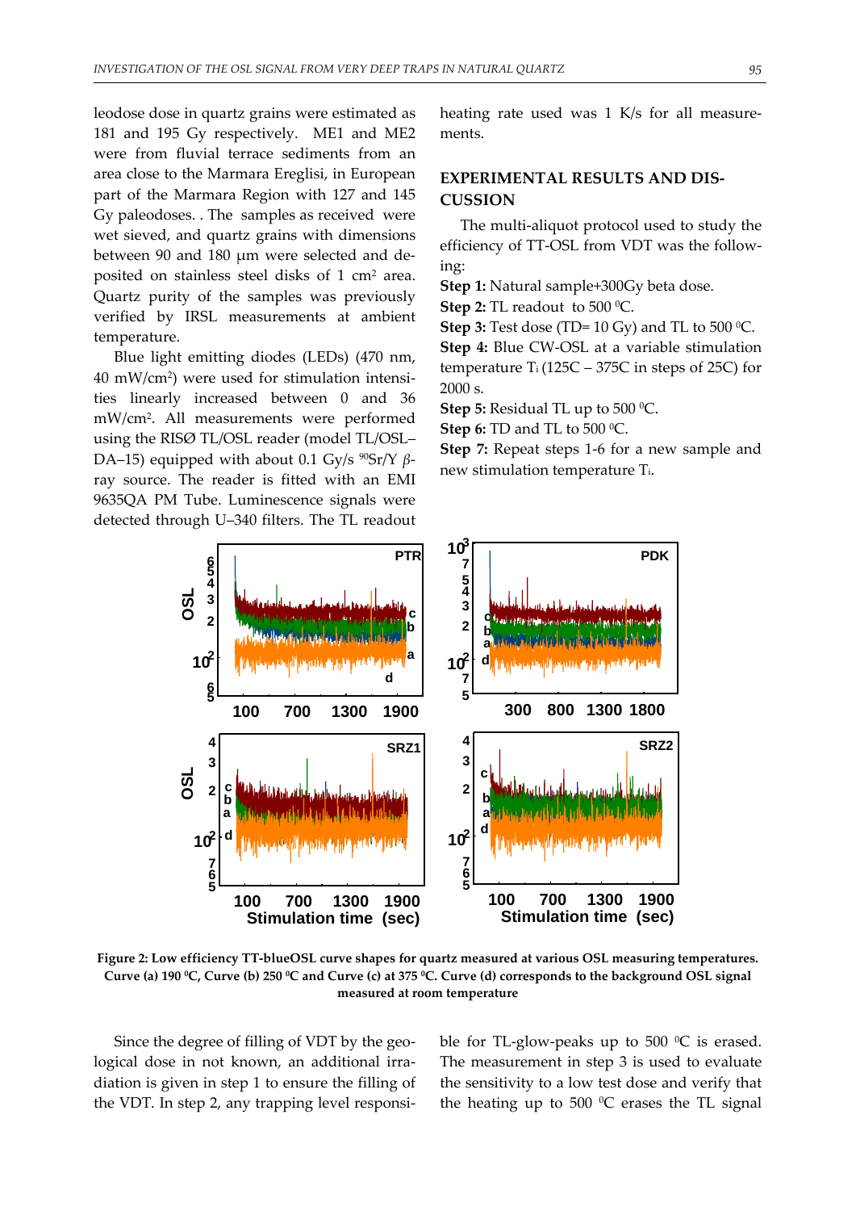leodose dose in quartz grains were estimated as 181 and 195 Gy respectively. ME1 and ME2 were from fluvial terrace sediments from an area close to the Marmara Ereglisi, in European part of the Marmara Region with 127 and 145 Gy paleodoses. . The samples as received were wet sieved, and quartz grains with dimensions between 90 and 180 μm were selected and deposited on stainless steel disks of 1 cm² area. Quartz purity of the samples was previously verified by IRSL measurements at ambient temperature.

Blue light emitting diodes (LEDs) (470 nm, 40 mW/cm²) were used for stimulation intensities linearly increased between 0 and 36 mW/cm². All measurements were performed using the RISØ TL/OSL reader (model TL/OSL–DA–15) equipped with about 0.1 Gy/s $^{90}$Sr/Y $\beta$-ray source. The reader is fitted with an EMI 9635QA PM Tube. Luminescence signals were detected through U–340 filters. The TL readout heating rate used was 1 K/s for all measurements.

## EXPERIMENTAL RESULTS AND DISCUSSION

The multi-aliquot protocol used to study the efficiency of TT-OSL from VDT was the following:

**Step 1:** Natural sample+300Gy beta dose.
**Step 2:** TL readout to 500 ⁰C.
**Step 3:** Test dose (TD= 10 Gy) and TL to 500 ⁰C.
**Step 4:** Blue CW-OSL at a variable stimulation temperature $T_i$ (125C – 375C in steps of 25C) for 2000 s.
**Step 5:** Residual TL up to 500 ⁰C.
**Step 6:** TD and TL to 500 ⁰C.
**Step 7:** Repeat steps 1-6 for a new sample and new stimulation temperature $T_i$.

OSL
PTR
PDK
SRZ1
SRZ2
a b c d
100 700 1300 1900
300 800 1300 1800
Stimulation time (sec)

**Figure 2: Low efficiency TT-blueOSL curve shapes for quartz measured at various OSL measuring temperatures. Curve (a) 190 ⁰C, Curve (b) 250 ⁰C and Curve (c) at 375 ⁰C. Curve (d) corresponds to the background OSL signal measured at room temperature**

Since the degree of filling of VDT by the geological dose in not known, an additional irradiation is given in step 1 to ensure the filling of the VDT. In step 2, any trapping level responsible for TL-glow-peaks up to 500 ⁰C is erased. The measurement in step 3 is used to evaluate the sensitivity to a low test dose and verify that the heating up to 500 ⁰C erases the TL signal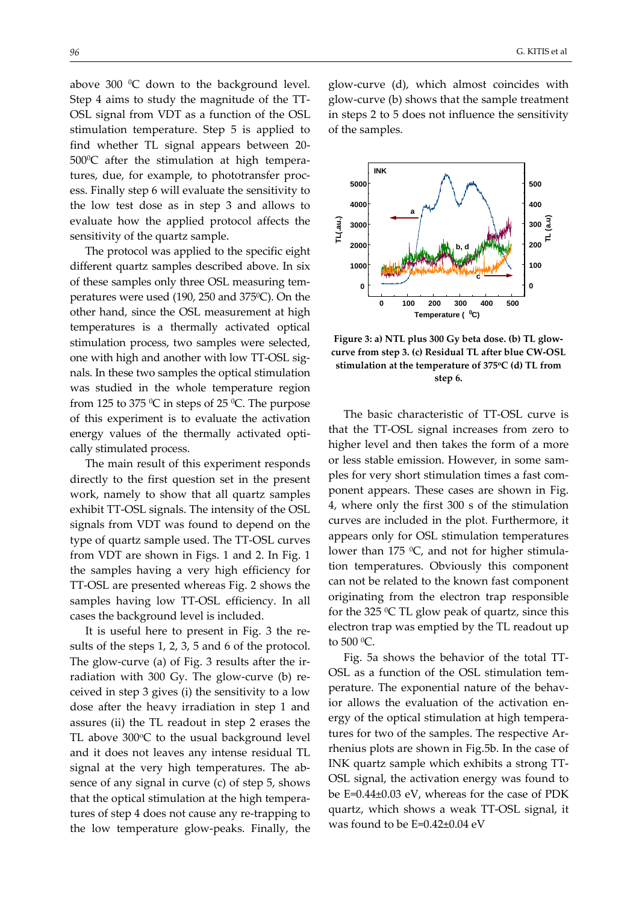above 300 $^0$C down to the background level. Step 4 aims to study the magnitude of the TT-OSL signal from VDT as a function of the OSL stimulation temperature. Step 5 is applied to find whether TL signal appears between 20-500$^0$C after the stimulation at high temperatures, due, for example, to phototransfer process. Finally step 6 will evaluate the sensitivity to the low test dose as in step 3 and allows to evaluate how the applied protocol affects the sensitivity of the quartz sample.

The protocol was applied to the specific eight different quartz samples described above. In six of these samples only three OSL measuring temperatures were used (190, 250 and 375$^0$C). On the other hand, since the OSL measurement at high temperatures is a thermally activated optical stimulation process, two samples were selected, one with high and another with low TT-OSL signals. In these two samples the optical stimulation was studied in the whole temperature region from 125 to 375 $^0$C in steps of 25 $^0$C. The purpose of this experiment is to evaluate the activation energy values of the thermally activated optically stimulated process.

The main result of this experiment responds directly to the first question set in the present work, namely to show that all quartz samples exhibit TT-OSL signals. The intensity of the OSL signals from VDT was found to depend on the type of quartz sample used. The TT-OSL curves from VDT are shown in Figs. 1 and 2. In Fig. 1 the samples having a very high efficiency for TT-OSL are presented whereas Fig. 2 shows the samples having low TT-OSL efficiency. In all cases the background level is included.

It is useful here to present in Fig. 3 the results of the steps 1, 2, 3, 5 and 6 of the protocol. The glow-curve (a) of Fig. 3 results after the irradiation with 300 Gy. The glow-curve (b) received in step 3 gives (i) the sensitivity to a low dose after the heavy irradiation in step 1 and assures (ii) the TL readout in step 2 erases the TL above 300$^o$C to the usual background level and it does not leaves any intense residual TL signal at the very high temperatures. The absence of any signal in curve (c) of step 5, shows that the optical stimulation at the high temperatures of step 4 does not cause any re-trapping to the low temperature glow-peaks. Finally, the glow-curve (d), which almost coincides with glow-curve (b) shows that the sample treatment in steps 2 to 5 does not influence the sensitivity of the samples.

INK
a
b, d
c
TL(a.u.)
TL (a.u)
Temperature ( $^0$C)
0
1000
2000
3000
4000
5000
0
100
200
300
400
500
0
100
200
300
400
500

**Figure 3: a) NTL plus 300 Gy beta dose. (b) TL glow-curve from step 3. (c) Residual TL after blue CW-OSL stimulation at the temperature of 375$^o$C (d) TL from step 6.**

The basic characteristic of TT-OSL curve is that the TT-OSL signal increases from zero to higher level and then takes the form of a more or less stable emission. However, in some samples for very short stimulation times a fast component appears. These cases are shown in Fig. 4, where only the first 300 s of the stimulation curves are included in the plot. Furthermore, it appears only for OSL stimulation temperatures lower than 175 $^0$C, and not for higher stimulation temperatures. Obviously this component can not be related to the known fast component originating from the electron trap responsible for the 325 $^0$C TL glow peak of quartz, since this electron trap was emptied by the TL readout up to 500 $^0$C.

Fig. 5a shows the behavior of the total TT-OSL as a function of the OSL stimulation temperature. The exponential nature of the behavior allows the evaluation of the activation energy of the optical stimulation at high temperatures for two of the samples. The respective Arrhenius plots are shown in Fig.5b. In the case of INK quartz sample which exhibits a strong TT-OSL signal, the activation energy was found to be E=0.44±0.03 eV, whereas for the case of PDK quartz, which shows a weak TT-OSL signal, it was found to be E=0.42±0.04 eV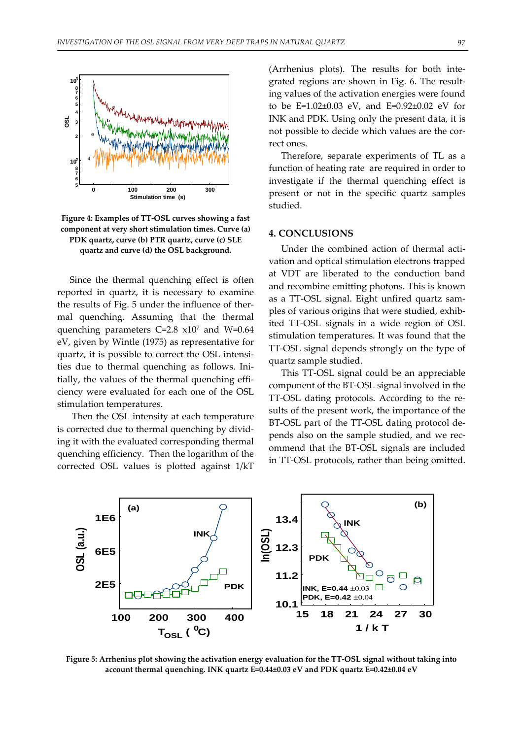$10^3$
8
7
6
5
4
3
2
$10^2$
8
7
6
5
OSL
0
100
200
300
Stimulation time (s)
a
b
c
d

**Figure 4: Examples of TT-OSL curves showing a fast component at very short stimulation times. Curve (a) PDK quartz, curve (b) PTR quartz, curve (c) SLE quartz and curve (d) the OSL background.**

Since the thermal quenching effect is often reported in quartz, it is necessary to examine the results of Fig. 5 under the influence of thermal quenching. Assuming that the thermal quenching parameters C=2.8 x$10^7$ and W=0.64 eV, given by Wintle (1975) as representative for quartz, it is possible to correct the OSL intensities due to thermal quenching as follows. Initially, the values of the thermal quenching efficiency were evaluated for each one of the OSL stimulation temperatures.

Then the OSL intensity at each temperature is corrected due to thermal quenching by dividing it with the evaluated corresponding thermal quenching efficiency. Then the logarithm of the corrected OSL values is plotted against 1/kT (Arrhenius plots). The results for both integrated regions are shown in Fig. 6. The resulting values of the activation energies were found to be E=1.02±0.03 eV, and E=0.92±0.02 eV for INK and PDK. Using only the present data, it is not possible to decide which values are the correct ones.

Therefore, separate experiments of TL as a function of heating rate are required in order to investigate if the thermal quenching effect is present or not in the specific quartz samples studied.

## 4. CONCLUSIONS

Under the combined action of thermal activation and optical stimulation electrons trapped at VDT are liberated to the conduction band and recombine emitting photons. This is known as a TT-OSL signal. Eight unfired quartz samples of various origins that were studied, exhibited TT-OSL signals in a wide region of OSL stimulation temperatures. It was found that the TT-OSL signal depends strongly on the type of quartz sample studied.

This TT-OSL signal could be an appreciable component of the BT-OSL signal involved in the TT-OSL dating protocols. According to the results of the present work, the importance of the BT-OSL part of the TT-OSL dating protocol depends also on the sample studied, and we recommend that the BT-OSL signals are included in TT-OSL protocols, rather than being omitted.

(a)
OSL (a.u.)
1E6
6E5
2E5
INK
PDK
100
200
300
400
$T_{OSL}$ ($^0$C)

(b)
ln(OSL)
13.4
12.3
11.2
10.1
INK
PDK
INK, E=0.44 ±0.03
PDK, E=0.42 ±0.04
15
18
21
24
27
30
1 / k T

**Figure 5: Arrhenius plot showing the activation energy evaluation for the TT-OSL signal without taking into account thermal quenching. INK quartz E=0.44±0.03 eV and PDK quartz E=0.42±0.04 eV**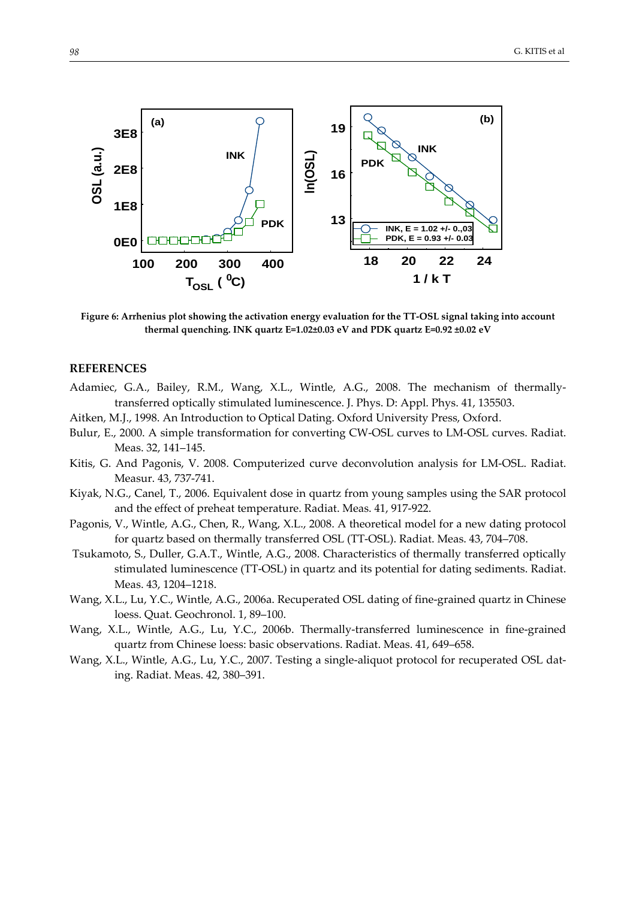(a)

3E8

2E8

1E8

0E0

OSL (a.u.)

INK

PDK

100 200 300 400

$T_{OSL}$ ( $^0$C)

(b)

19

16

13

ln(OSL)

INK

PDK

INK, E = 1.02 +/- 0.,03

PDK, E = 0.93 +/- 0.03

18 20 22 24

1 / k T

**Figure 6: Arrhenius plot showing the activation energy evaluation for the TT-OSL signal taking into account thermal quenching. INK quartz E=1.02±0.03 eV and PDK quartz E=0.92 ±0.02 eV**

## REFERENCES

Adamiec, G.A., Bailey, R.M., Wang, X.L., Wintle, A.G., 2008. The mechanism of thermally-transferred optically stimulated luminescence. J. Phys. D: Appl. Phys. 41, 135503.

Aitken, M.J., 1998. An Introduction to Optical Dating. Oxford University Press, Oxford.

Bulur, E., 2000. A simple transformation for converting CW-OSL curves to LM-OSL curves. Radiat. Meas. 32, 141–145.

Kitis, G. And Pagonis, V. 2008. Computerized curve deconvolution analysis for LM-OSL. Radiat. Measur. 43, 737-741.

Kiyak, N.G., Canel, T., 2006. Equivalent dose in quartz from young samples using the SAR protocol and the effect of preheat temperature. Radiat. Meas. 41, 917-922.

Pagonis, V., Wintle, A.G., Chen, R., Wang, X.L., 2008. A theoretical model for a new dating protocol for quartz based on thermally transferred OSL (TT-OSL). Radiat. Meas. 43, 704–708.

Tsukamoto, S., Duller, G.A.T., Wintle, A.G., 2008. Characteristics of thermally transferred optically stimulated luminescence (TT-OSL) in quartz and its potential for dating sediments. Radiat. Meas. 43, 1204–1218.

Wang, X.L., Lu, Y.C., Wintle, A.G., 2006a. Recuperated OSL dating of fine-grained quartz in Chinese loess. Quat. Geochronol. 1, 89–100.

Wang, X.L., Wintle, A.G., Lu, Y.C., 2006b. Thermally-transferred luminescence in fine-grained quartz from Chinese loess: basic observations. Radiat. Meas. 41, 649–658.

Wang, X.L., Wintle, A.G., Lu, Y.C., 2007. Testing a single-aliquot protocol for recuperated OSL dating. Radiat. Meas. 42, 380–391.